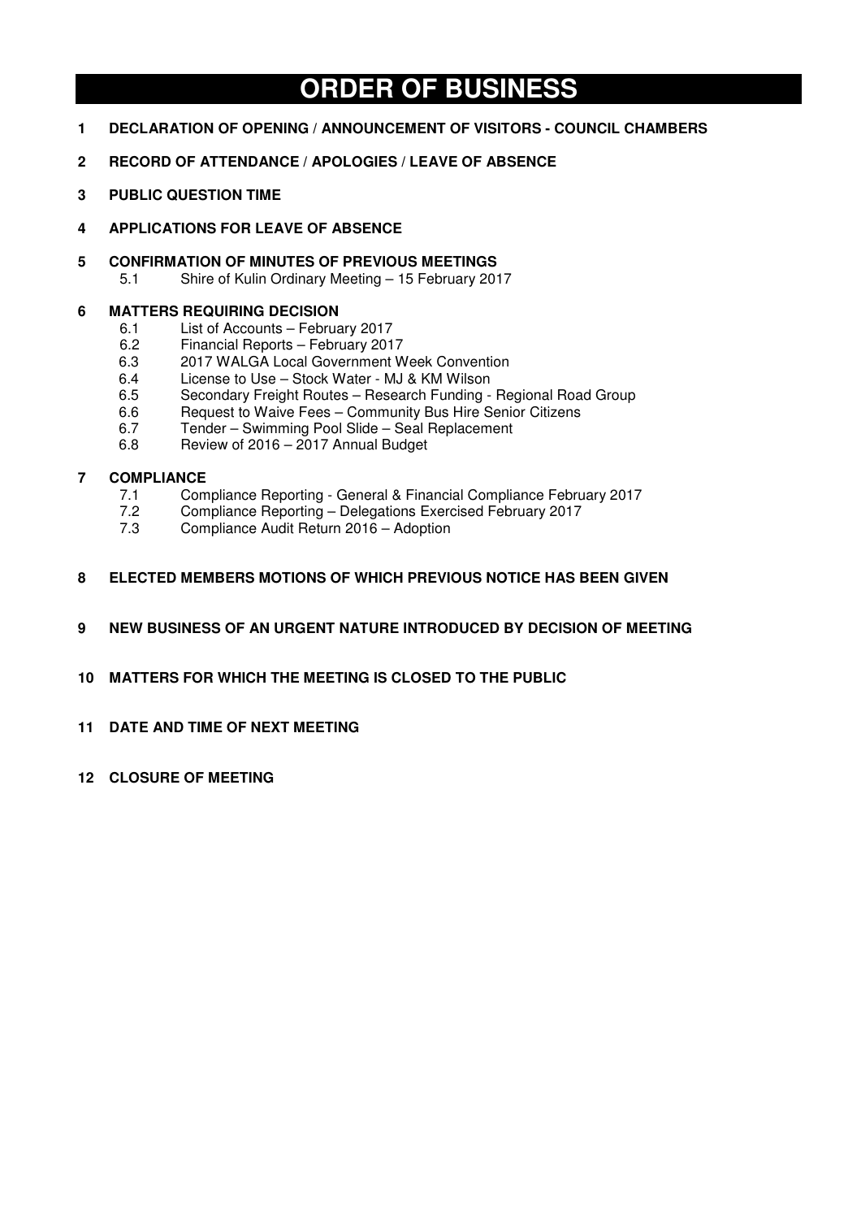# ORDER OF BUSINESS

**1 DECLARATION OF OPENING / ANNOUNCEMENT OF VISITORS - COUNCIL CHAMBERS**

**2 RECORD OF ATTENDANCE / APOLOGIES / LEAVE OF ABSENCE**

**3 PUBLIC QUESTION TIME**

**4 APPLICATIONS FOR LEAVE OF ABSENCE**

**5 CONFIRMATION OF MINUTES OF PREVIOUS MEETINGS**

- 5.1 Shire of Kulin Ordinary Meeting – 15 February 2017

**6 MATTERS REQUIRING DECISION**

- 6.1 List of Accounts – February 2017
- 6.2 Financial Reports – February 2017
- 6.3 2017 WALGA Local Government Week Convention
- 6.4 License to Use – Stock Water - MJ & KM Wilson
- 6.5 Secondary Freight Routes – Research Funding - Regional Road Group
- 6.6 Request to Waive Fees – Community Bus Hire Senior Citizens
- 6.7 Tender – Swimming Pool Slide – Seal Replacement
- 6.8 Review of 2016 – 2017 Annual Budget

**7 COMPLIANCE**

- 7.1 Compliance Reporting - General & Financial Compliance February 2017
- 7.2 Compliance Reporting – Delegations Exercised February 2017
- 7.3 Compliance Audit Return 2016 – Adoption

**8 ELECTED MEMBERS MOTIONS OF WHICH PREVIOUS NOTICE HAS BEEN GIVEN**

**9 NEW BUSINESS OF AN URGENT NATURE INTRODUCED BY DECISION OF MEETING**

**10 MATTERS FOR WHICH THE MEETING IS CLOSED TO THE PUBLIC**

**11 DATE AND TIME OF NEXT MEETING**

**12 CLOSURE OF MEETING**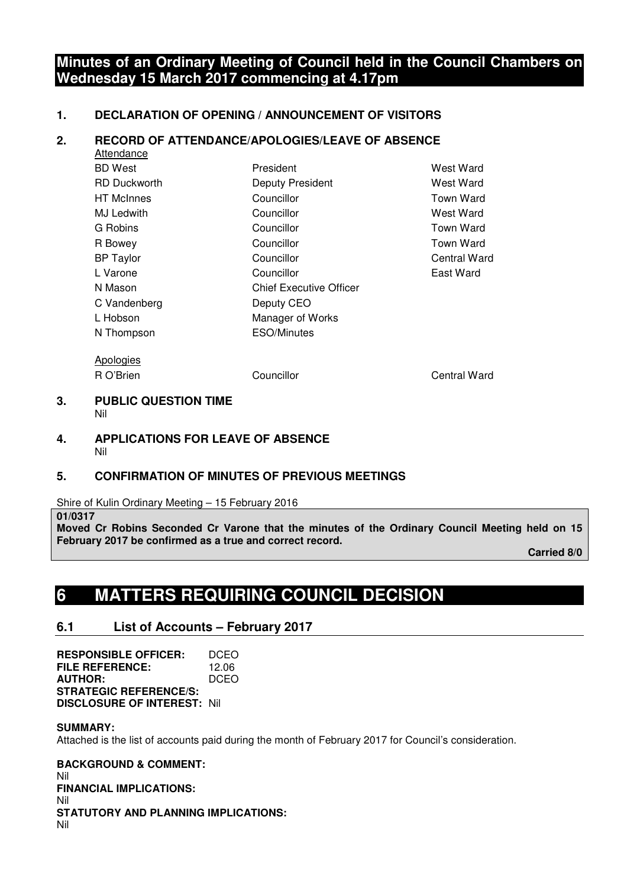# Minutes of an Ordinary Meeting of Council held in the Council Chambers on Wednesday 15 March 2017 commencing at 4.17pm

## 1. DECLARATION OF OPENING / ANNOUNCEMENT OF VISITORS

## 2. RECORD OF ATTENDANCE/APOLOGIES/LEAVE OF ABSENCE

Attendance

| | | |
|---|---|---|
| BD West | President | West Ward |
| RD Duckworth | Deputy President | West Ward |
| HT McInnes | Councillor | Town Ward |
| MJ Ledwith | Councillor | West Ward |
| G Robins | Councillor | Town Ward |
| R Bowey | Councillor | Town Ward |
| BP Taylor | Councillor | Central Ward |
| L Varone | Councillor | East Ward |
| N Mason | Chief Executive Officer | |
| C Vandenberg | Deputy CEO | |
| L Hobson | Manager of Works | |
| N Thompson | ESO/Minutes | |

Apologies

| | | |
|---|---|---|
| R O'Brien | Councillor | Central Ward |

## 3. PUBLIC QUESTION TIME

Nil

## 4. APPLICATIONS FOR LEAVE OF ABSENCE

Nil

## 5. CONFIRMATION OF MINUTES OF PREVIOUS MEETINGS

Shire of Kulin Ordinary Meeting – 15 February 2016

**01/0317**
**Moved Cr Robins Seconded Cr Varone that the minutes of the Ordinary Council Meeting held on 15 February 2017 be confirmed as a true and correct record.**

**Carried 8/0**

# 6 MATTERS REQUIRING COUNCIL DECISION

## 6.1 List of Accounts – February 2017

**RESPONSIBLE OFFICER:** DCEO
**FILE REFERENCE:** 12.06
**AUTHOR:** DCEO
**STRATEGIC REFERENCE/S:**
**DISCLOSURE OF INTEREST:** Nil

**SUMMARY:**
Attached is the list of accounts paid during the month of February 2017 for Council's consideration.

**BACKGROUND & COMMENT:**
Nil
**FINANCIAL IMPLICATIONS:**
Nil
**STATUTORY AND PLANNING IMPLICATIONS:**
Nil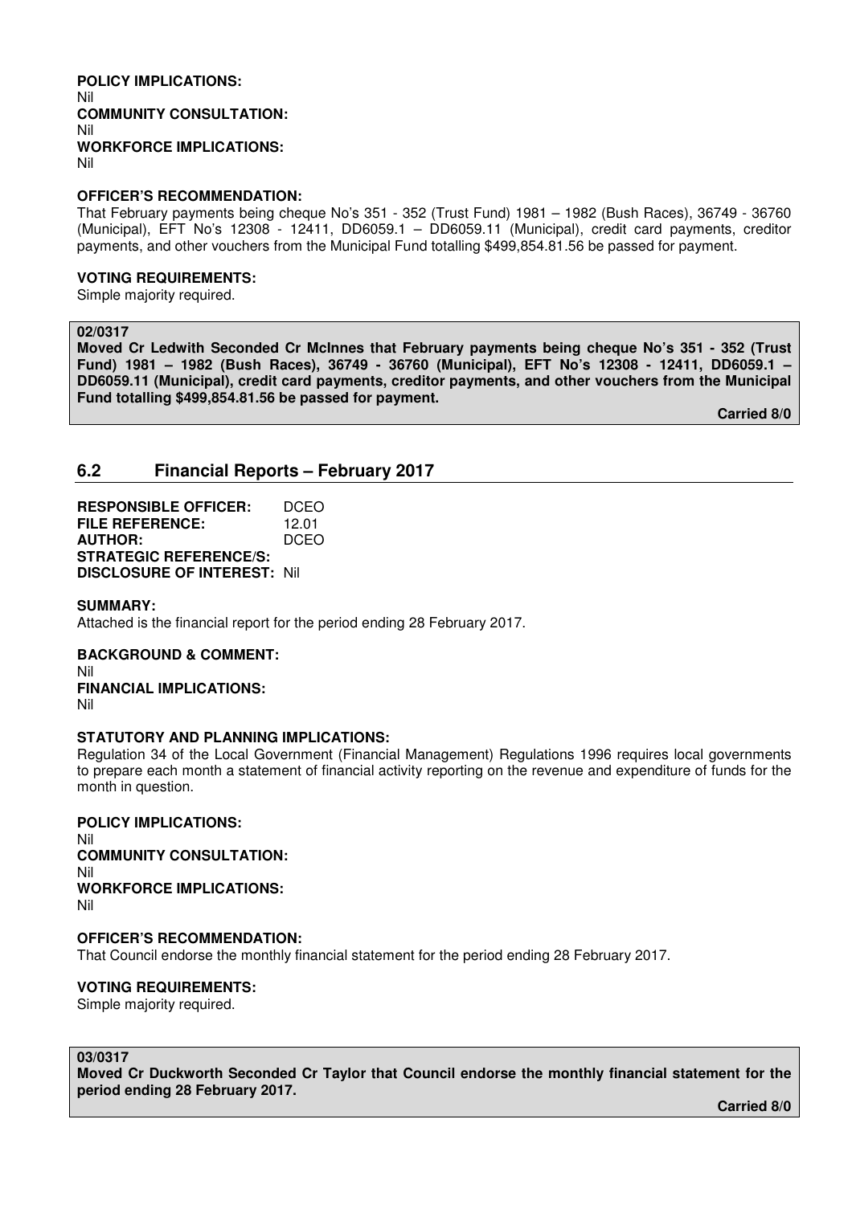**POLICY IMPLICATIONS:**
Nil
**COMMUNITY CONSULTATION:**
Nil
**WORKFORCE IMPLICATIONS:**
Nil

**OFFICER'S RECOMMENDATION:**
That February payments being cheque No's 351 - 352 (Trust Fund) 1981 – 1982 (Bush Races), 36749 - 36760 (Municipal), EFT No's 12308 - 12411, DD6059.1 – DD6059.11 (Municipal), credit card payments, creditor payments, and other vouchers from the Municipal Fund totalling $499,854.81.56 be passed for payment.

**VOTING REQUIREMENTS:**
Simple majority required.

**02/0317**
**Moved Cr Ledwith Seconded Cr McInnes that February payments being cheque No's 351 - 352 (Trust Fund) 1981 – 1982 (Bush Races), 36749 - 36760 (Municipal), EFT No's 12308 - 12411, DD6059.1 – DD6059.11 (Municipal), credit card payments, creditor payments, and other vouchers from the Municipal Fund totalling $499,854.81.56 be passed for payment.**

**Carried 8/0**

## 6.2 Financial Reports – February 2017

**RESPONSIBLE OFFICER:** DCEO
**FILE REFERENCE:** 12.01
**AUTHOR:** DCEO
**STRATEGIC REFERENCE/S:**
**DISCLOSURE OF INTEREST:** Nil

**SUMMARY:**
Attached is the financial report for the period ending 28 February 2017.

**BACKGROUND & COMMENT:**
Nil
**FINANCIAL IMPLICATIONS:**
Nil

**STATUTORY AND PLANNING IMPLICATIONS:**
Regulation 34 of the Local Government (Financial Management) Regulations 1996 requires local governments to prepare each month a statement of financial activity reporting on the revenue and expenditure of funds for the month in question.

**POLICY IMPLICATIONS:**
Nil
**COMMUNITY CONSULTATION:**
Nil
**WORKFORCE IMPLICATIONS:**
Nil

**OFFICER'S RECOMMENDATION:**
That Council endorse the monthly financial statement for the period ending 28 February 2017.

**VOTING REQUIREMENTS:**
Simple majority required.

**03/0317**
**Moved Cr Duckworth Seconded Cr Taylor that Council endorse the monthly financial statement for the period ending 28 February 2017.**

**Carried 8/0**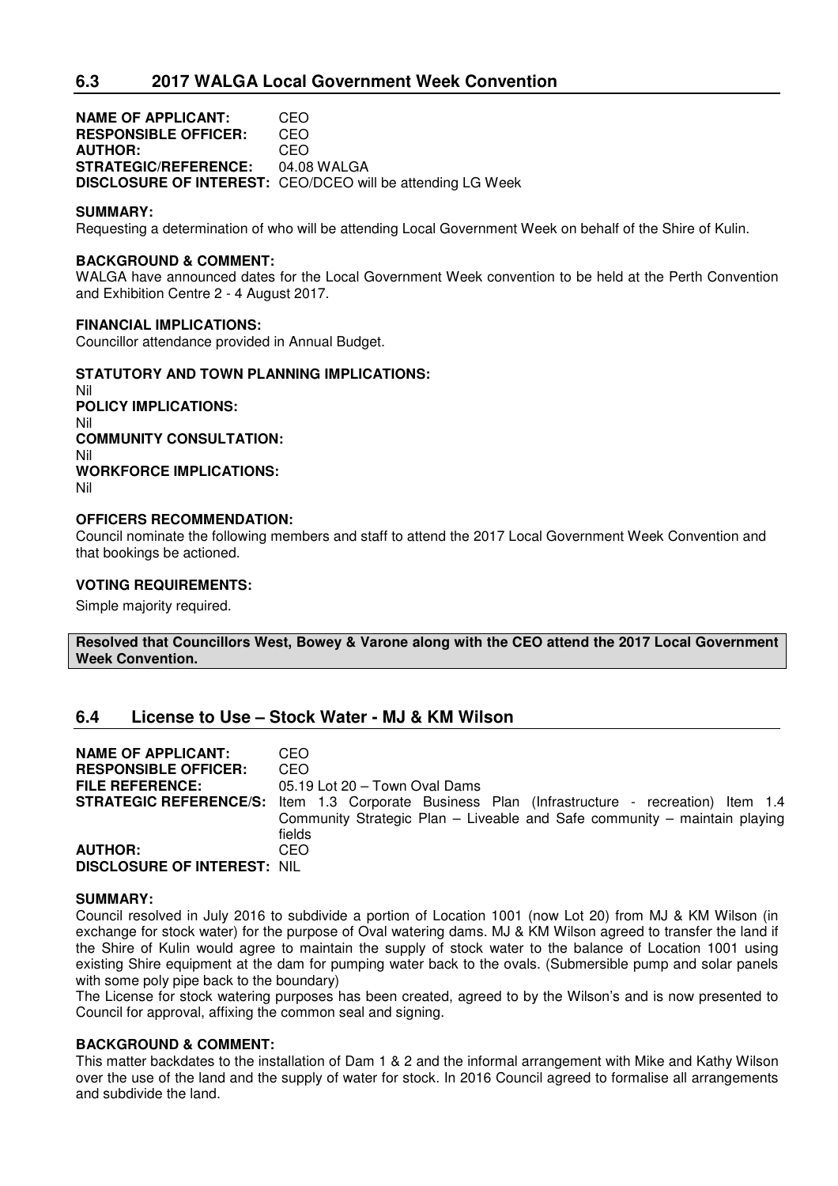## 6.3 2017 WALGA Local Government Week Convention

**NAME OF APPLICANT:** CEO
**RESPONSIBLE OFFICER:** CEO
**AUTHOR:** CEO
**STRATEGIC/REFERENCE:** 04.08 WALGA
**DISCLOSURE OF INTEREST:** CEO/DCEO will be attending LG Week

**SUMMARY:**
Requesting a determination of who will be attending Local Government Week on behalf of the Shire of Kulin.

**BACKGROUND & COMMENT:**
WALGA have announced dates for the Local Government Week convention to be held at the Perth Convention and Exhibition Centre 2 - 4 August 2017.

**FINANCIAL IMPLICATIONS:**
Councillor attendance provided in Annual Budget.

**STATUTORY AND TOWN PLANNING IMPLICATIONS:**
Nil
**POLICY IMPLICATIONS:**
Nil
**COMMUNITY CONSULTATION:**
Nil
**WORKFORCE IMPLICATIONS:**
Nil

**OFFICERS RECOMMENDATION:**
Council nominate the following members and staff to attend the 2017 Local Government Week Convention and that bookings be actioned.

**VOTING REQUIREMENTS:**
Simple majority required.

**Resolved that Councillors West, Bowey & Varone along with the CEO attend the 2017 Local Government Week Convention.**

## 6.4 License to Use – Stock Water - MJ & KM Wilson

**NAME OF APPLICANT:** CEO
**RESPONSIBLE OFFICER:** CEO
**FILE REFERENCE:** 05.19 Lot 20 – Town Oval Dams
**STRATEGIC REFERENCE/S:** Item 1.3 Corporate Business Plan (Infrastructure - recreation) Item 1.4 Community Strategic Plan – Liveable and Safe community – maintain playing fields
**AUTHOR:** CEO
**DISCLOSURE OF INTEREST:** NIL

**SUMMARY:**
Council resolved in July 2016 to subdivide a portion of Location 1001 (now Lot 20) from MJ & KM Wilson (in exchange for stock water) for the purpose of Oval watering dams. MJ & KM Wilson agreed to transfer the land if the Shire of Kulin would agree to maintain the supply of stock water to the balance of Location 1001 using existing Shire equipment at the dam for pumping water back to the ovals. (Submersible pump and solar panels with some poly pipe back to the boundary)
The License for stock watering purposes has been created, agreed to by the Wilson's and is now presented to Council for approval, affixing the common seal and signing.

**BACKGROUND & COMMENT:**
This matter backdates to the installation of Dam 1 & 2 and the informal arrangement with Mike and Kathy Wilson over the use of the land and the supply of water for stock. In 2016 Council agreed to formalise all arrangements and subdivide the land.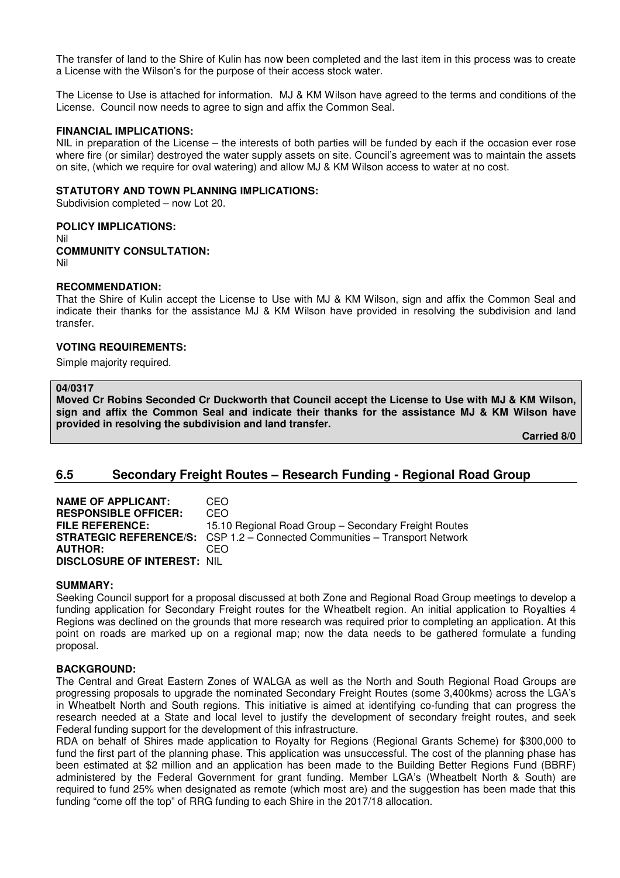The transfer of land to the Shire of Kulin has now been completed and the last item in this process was to create a License with the Wilson's for the purpose of their access stock water.

The License to Use is attached for information. MJ & KM Wilson have agreed to the terms and conditions of the License. Council now needs to agree to sign and affix the Common Seal.

**FINANCIAL IMPLICATIONS:**
NIL in preparation of the License – the interests of both parties will be funded by each if the occasion ever rose where fire (or similar) destroyed the water supply assets on site. Council's agreement was to maintain the assets on site, (which we require for oval watering) and allow MJ & KM Wilson access to water at no cost.

**STATUTORY AND TOWN PLANNING IMPLICATIONS:**
Subdivision completed – now Lot 20.

**POLICY IMPLICATIONS:**
Nil

**COMMUNITY CONSULTATION:**
Nil

**RECOMMENDATION:**
That the Shire of Kulin accept the License to Use with MJ & KM Wilson, sign and affix the Common Seal and indicate their thanks for the assistance MJ & KM Wilson have provided in resolving the subdivision and land transfer.

**VOTING REQUIREMENTS:**

Simple majority required.

**04/0317**
**Moved Cr Robins Seconded Cr Duckworth that Council accept the License to Use with MJ & KM Wilson, sign and affix the Common Seal and indicate their thanks for the assistance MJ & KM Wilson have provided in resolving the subdivision and land transfer.**

**Carried 8/0**

## 6.5 Secondary Freight Routes – Research Funding - Regional Road Group

**NAME OF APPLICANT:** CEO
**RESPONSIBLE OFFICER:** CEO
**FILE REFERENCE:** 15.10 Regional Road Group – Secondary Freight Routes
**STRATEGIC REFERENCE/S:** CSP 1.2 – Connected Communities – Transport Network
**AUTHOR:** CEO
**DISCLOSURE OF INTEREST:** NIL

**SUMMARY:**
Seeking Council support for a proposal discussed at both Zone and Regional Road Group meetings to develop a funding application for Secondary Freight routes for the Wheatbelt region. An initial application to Royalties 4 Regions was declined on the grounds that more research was required prior to completing an application. At this point on roads are marked up on a regional map; now the data needs to be gathered formulate a funding proposal.

**BACKGROUND:**
The Central and Great Eastern Zones of WALGA as well as the North and South Regional Road Groups are progressing proposals to upgrade the nominated Secondary Freight Routes (some 3,400kms) across the LGA's in Wheatbelt North and South regions. This initiative is aimed at identifying co-funding that can progress the research needed at a State and local level to justify the development of secondary freight routes, and seek Federal funding support for the development of this infrastructure.
RDA on behalf of Shires made application to Royalty for Regions (Regional Grants Scheme) for $300,000 to fund the first part of the planning phase. This application was unsuccessful. The cost of the planning phase has been estimated at $2 million and an application has been made to the Building Better Regions Fund (BBRF) administered by the Federal Government for grant funding. Member LGA's (Wheatbelt North & South) are required to fund 25% when designated as remote (which most are) and the suggestion has been made that this funding "come off the top" of RRG funding to each Shire in the 2017/18 allocation.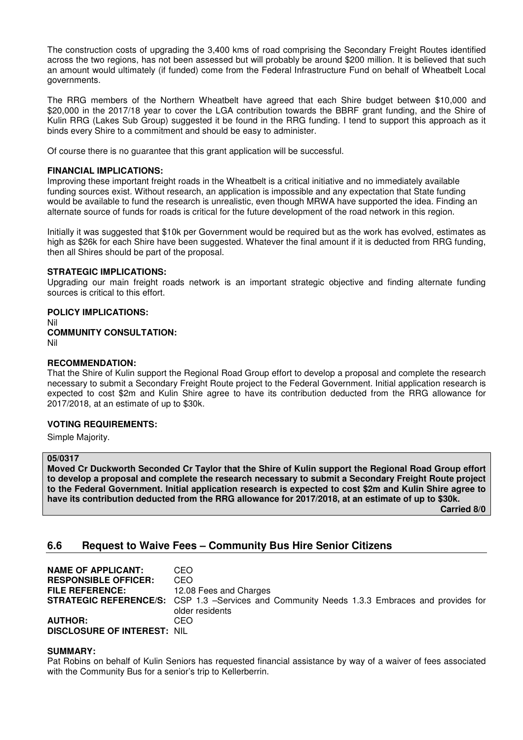The construction costs of upgrading the 3,400 kms of road comprising the Secondary Freight Routes identified across the two regions, has not been assessed but will probably be around $200 million. It is believed that such an amount would ultimately (if funded) come from the Federal Infrastructure Fund on behalf of Wheatbelt Local governments.

The RRG members of the Northern Wheatbelt have agreed that each Shire budget between $10,000 and $20,000 in the 2017/18 year to cover the LGA contribution towards the BBRF grant funding, and the Shire of Kulin RRG (Lakes Sub Group) suggested it be found in the RRG funding. I tend to support this approach as it binds every Shire to a commitment and should be easy to administer.

Of course there is no guarantee that this grant application will be successful.

**FINANCIAL IMPLICATIONS:**
Improving these important freight roads in the Wheatbelt is a critical initiative and no immediately available funding sources exist. Without research, an application is impossible and any expectation that State funding would be available to fund the research is unrealistic, even though MRWA have supported the idea. Finding an alternate source of funds for roads is critical for the future development of the road network in this region.

Initially it was suggested that $10k per Government would be required but as the work has evolved, estimates as high as $26k for each Shire have been suggested. Whatever the final amount if it is deducted from RRG funding, then all Shires should be part of the proposal.

**STRATEGIC IMPLICATIONS:**
Upgrading our main freight roads network is an important strategic objective and finding alternate funding sources is critical to this effort.

**POLICY IMPLICATIONS:**
Nil
**COMMUNITY CONSULTATION:**
Nil

**RECOMMENDATION:**
That the Shire of Kulin support the Regional Road Group effort to develop a proposal and complete the research necessary to submit a Secondary Freight Route project to the Federal Government. Initial application research is expected to cost $2m and Kulin Shire agree to have its contribution deducted from the RRG allowance for 2017/2018, at an estimate of up to $30k.

**VOTING REQUIREMENTS:**

Simple Majority.

**05/0317**
**Moved Cr Duckworth Seconded Cr Taylor that the Shire of Kulin support the Regional Road Group effort to develop a proposal and complete the research necessary to submit a Secondary Freight Route project to the Federal Government. Initial application research is expected to cost $2m and Kulin Shire agree to have its contribution deducted from the RRG allowance for 2017/2018, at an estimate of up to $30k.**
**Carried 8/0**

## 6.6 Request to Waive Fees – Community Bus Hire Senior Citizens

**NAME OF APPLICANT:** CEO
**RESPONSIBLE OFFICER:** CEO
**FILE REFERENCE:** 12.08 Fees and Charges
**STRATEGIC REFERENCE/S:** CSP 1.3 –Services and Community Needs 1.3.3 Embraces and provides for older residents
**AUTHOR:** CEO
**DISCLOSURE OF INTEREST:** NIL

**SUMMARY:**
Pat Robins on behalf of Kulin Seniors has requested financial assistance by way of a waiver of fees associated with the Community Bus for a senior's trip to Kellerberrin.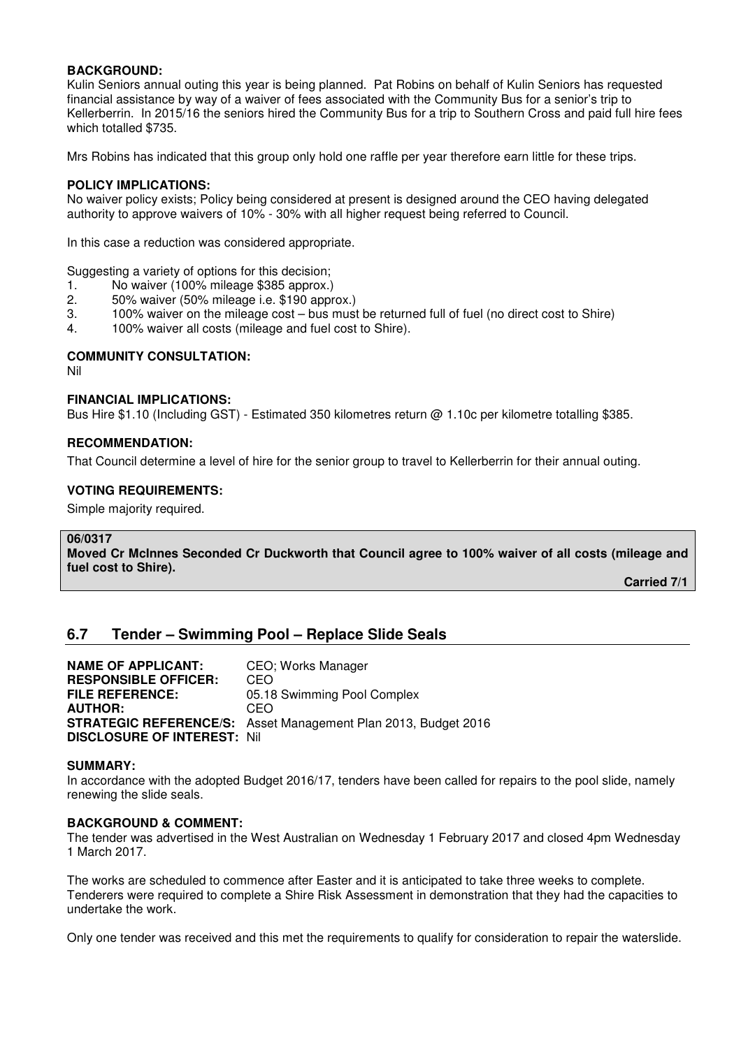**BACKGROUND:**
Kulin Seniors annual outing this year is being planned. Pat Robins on behalf of Kulin Seniors has requested financial assistance by way of a waiver of fees associated with the Community Bus for a senior's trip to Kellerberrin. In 2015/16 the seniors hired the Community Bus for a trip to Southern Cross and paid full hire fees which totalled $735.

Mrs Robins has indicated that this group only hold one raffle per year therefore earn little for these trips.

**POLICY IMPLICATIONS:**
No waiver policy exists; Policy being considered at present is designed around the CEO having delegated authority to approve waivers of 10% - 30% with all higher request being referred to Council.

In this case a reduction was considered appropriate.

Suggesting a variety of options for this decision;

1. No waiver (100% mileage $385 approx.)
2. 50% waiver (50% mileage i.e. $190 approx.)
3. 100% waiver on the mileage cost – bus must be returned full of fuel (no direct cost to Shire)
4. 100% waiver all costs (mileage and fuel cost to Shire).

**COMMUNITY CONSULTATION:**
Nil

**FINANCIAL IMPLICATIONS:**
Bus Hire $1.10 (Including GST) - Estimated 350 kilometres return @ 1.10c per kilometre totalling $385.

**RECOMMENDATION:**
That Council determine a level of hire for the senior group to travel to Kellerberrin for their annual outing.

**VOTING REQUIREMENTS:**
Simple majority required.

**06/0317**
**Moved Cr McInnes Seconded Cr Duckworth that Council agree to 100% waiver of all costs (mileage and fuel cost to Shire).**

**Carried 7/1**

## 6.7 Tender – Swimming Pool – Replace Slide Seals

**NAME OF APPLICANT:** CEO; Works Manager
**RESPONSIBLE OFFICER:** CEO
**FILE REFERENCE:** 05.18 Swimming Pool Complex
**AUTHOR:** CEO
**STRATEGIC REFERENCE/S:** Asset Management Plan 2013, Budget 2016
**DISCLOSURE OF INTEREST:** Nil

**SUMMARY:**
In accordance with the adopted Budget 2016/17, tenders have been called for repairs to the pool slide, namely renewing the slide seals.

**BACKGROUND & COMMENT:**
The tender was advertised in the West Australian on Wednesday 1 February 2017 and closed 4pm Wednesday 1 March 2017.

The works are scheduled to commence after Easter and it is anticipated to take three weeks to complete. Tenderers were required to complete a Shire Risk Assessment in demonstration that they had the capacities to undertake the work.

Only one tender was received and this met the requirements to qualify for consideration to repair the waterslide.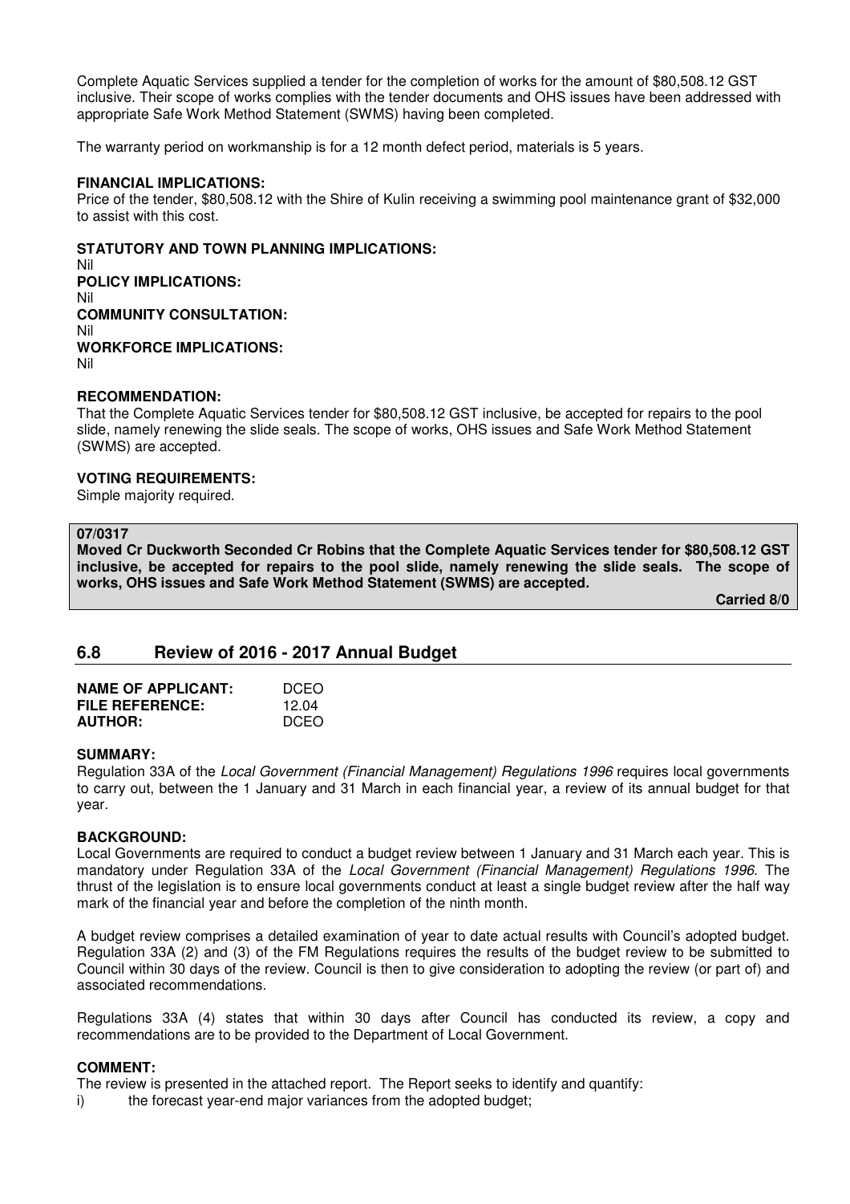Complete Aquatic Services supplied a tender for the completion of works for the amount of $80,508.12 GST inclusive. Their scope of works complies with the tender documents and OHS issues have been addressed with appropriate Safe Work Method Statement (SWMS) having been completed.

The warranty period on workmanship is for a 12 month defect period, materials is 5 years.

**FINANCIAL IMPLICATIONS:**
Price of the tender, $80,508.12 with the Shire of Kulin receiving a swimming pool maintenance grant of $32,000 to assist with this cost.

**STATUTORY AND TOWN PLANNING IMPLICATIONS:**
Nil

**POLICY IMPLICATIONS:**
Nil

**COMMUNITY CONSULTATION:**
Nil

**WORKFORCE IMPLICATIONS:**
Nil

**RECOMMENDATION:**
That the Complete Aquatic Services tender for $80,508.12 GST inclusive, be accepted for repairs to the pool slide, namely renewing the slide seals. The scope of works, OHS issues and Safe Work Method Statement (SWMS) are accepted.

**VOTING REQUIREMENTS:**
Simple majority required.

**07/0317**
**Moved Cr Duckworth Seconded Cr Robins that the Complete Aquatic Services tender for $80,508.12 GST inclusive, be accepted for repairs to the pool slide, namely renewing the slide seals. The scope of works, OHS issues and Safe Work Method Statement (SWMS) are accepted.**

**Carried 8/0**

## 6.8 Review of 2016 - 2017 Annual Budget

| | |
|---|---|
| **NAME OF APPLICANT:** | DCEO |
| **FILE REFERENCE:** | 12.04 |
| **AUTHOR:** | DCEO |

**SUMMARY:**
Regulation 33A of the *Local Government (Financial Management) Regulations 1996* requires local governments to carry out, between the 1 January and 31 March in each financial year, a review of its annual budget for that year.

**BACKGROUND:**
Local Governments are required to conduct a budget review between 1 January and 31 March each year. This is mandatory under Regulation 33A of the *Local Government (Financial Management) Regulations 1996*. The thrust of the legislation is to ensure local governments conduct at least a single budget review after the half way mark of the financial year and before the completion of the ninth month.

A budget review comprises a detailed examination of year to date actual results with Council's adopted budget. Regulation 33A (2) and (3) of the FM Regulations requires the results of the budget review to be submitted to Council within 30 days of the review. Council is then to give consideration to adopting the review (or part of) and associated recommendations.

Regulations 33A (4) states that within 30 days after Council has conducted its review, a copy and recommendations are to be provided to the Department of Local Government.

**COMMENT:**
The review is presented in the attached report. The Report seeks to identify and quantify:

i) the forecast year-end major variances from the adopted budget;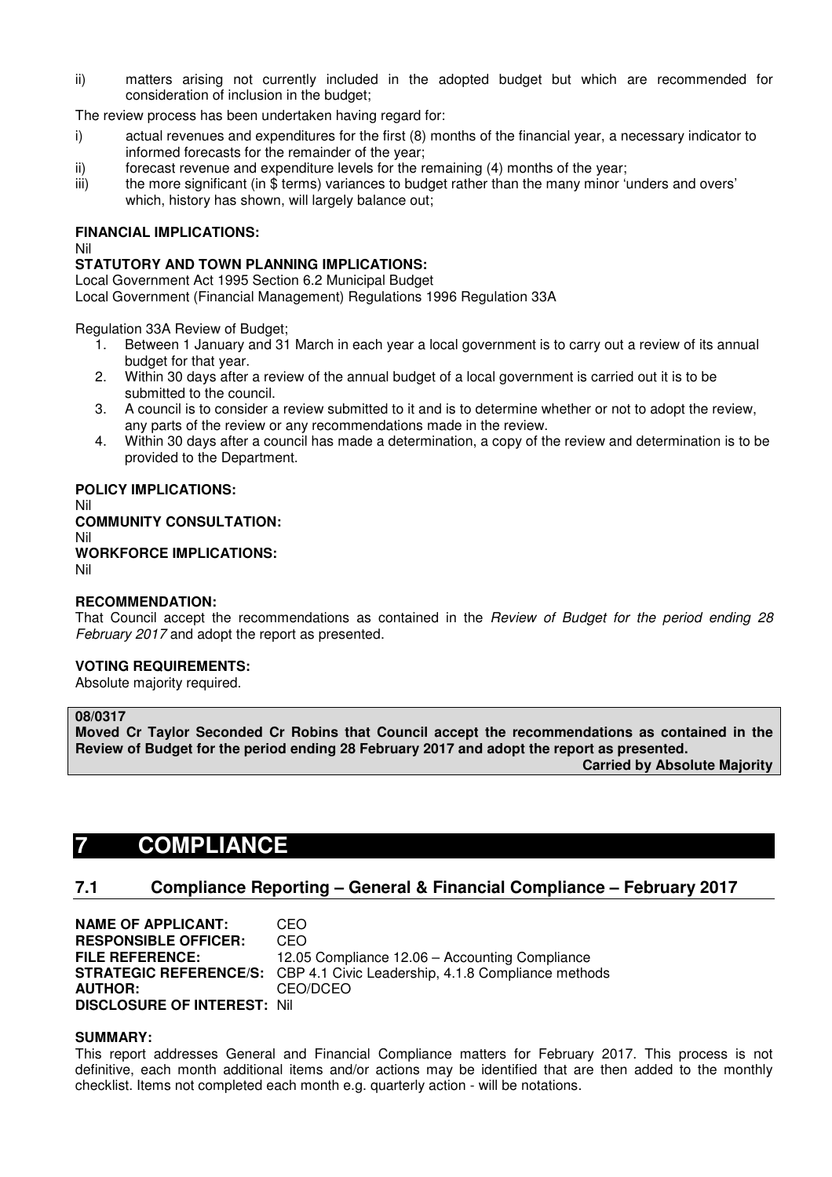ii) matters arising not currently included in the adopted budget but which are recommended for consideration of inclusion in the budget;

The review process has been undertaken having regard for:

i) actual revenues and expenditures for the first (8) months of the financial year, a necessary indicator to informed forecasts for the remainder of the year;
ii) forecast revenue and expenditure levels for the remaining (4) months of the year;
iii) the more significant (in $ terms) variances to budget rather than the many minor 'unders and overs' which, history has shown, will largely balance out;

**FINANCIAL IMPLICATIONS:**
Nil

**STATUTORY AND TOWN PLANNING IMPLICATIONS:**
Local Government Act 1995 Section 6.2 Municipal Budget
Local Government (Financial Management) Regulations 1996 Regulation 33A

Regulation 33A Review of Budget;

1. Between 1 January and 31 March in each year a local government is to carry out a review of its annual budget for that year.
2. Within 30 days after a review of the annual budget of a local government is carried out it is to be submitted to the council.
3. A council is to consider a review submitted to it and is to determine whether or not to adopt the review, any parts of the review or any recommendations made in the review.
4. Within 30 days after a council has made a determination, a copy of the review and determination is to be provided to the Department.

**POLICY IMPLICATIONS:**
Nil

**COMMUNITY CONSULTATION:**
Nil

**WORKFORCE IMPLICATIONS:**
Nil

**RECOMMENDATION:**
That Council accept the recommendations as contained in the *Review of Budget for the period ending 28 February 2017* and adopt the report as presented.

**VOTING REQUIREMENTS:**
Absolute majority required.

**08/0317**
**Moved Cr Taylor Seconded Cr Robins that Council accept the recommendations as contained in the Review of Budget for the period ending 28 February 2017 and adopt the report as presented.**
**Carried by Absolute Majority**

# 7 COMPLIANCE

## 7.1 Compliance Reporting – General & Financial Compliance – February 2017

**NAME OF APPLICANT:** CEO
**RESPONSIBLE OFFICER:** CEO
**FILE REFERENCE:** 12.05 Compliance 12.06 – Accounting Compliance
**STRATEGIC REFERENCE/S:** CBP 4.1 Civic Leadership, 4.1.8 Compliance methods
**AUTHOR:** CEO/DCEO
**DISCLOSURE OF INTEREST:** Nil

**SUMMARY:**
This report addresses General and Financial Compliance matters for February 2017. This process is not definitive, each month additional items and/or actions may be identified that are then added to the monthly checklist. Items not completed each month e.g. quarterly action - will be notations.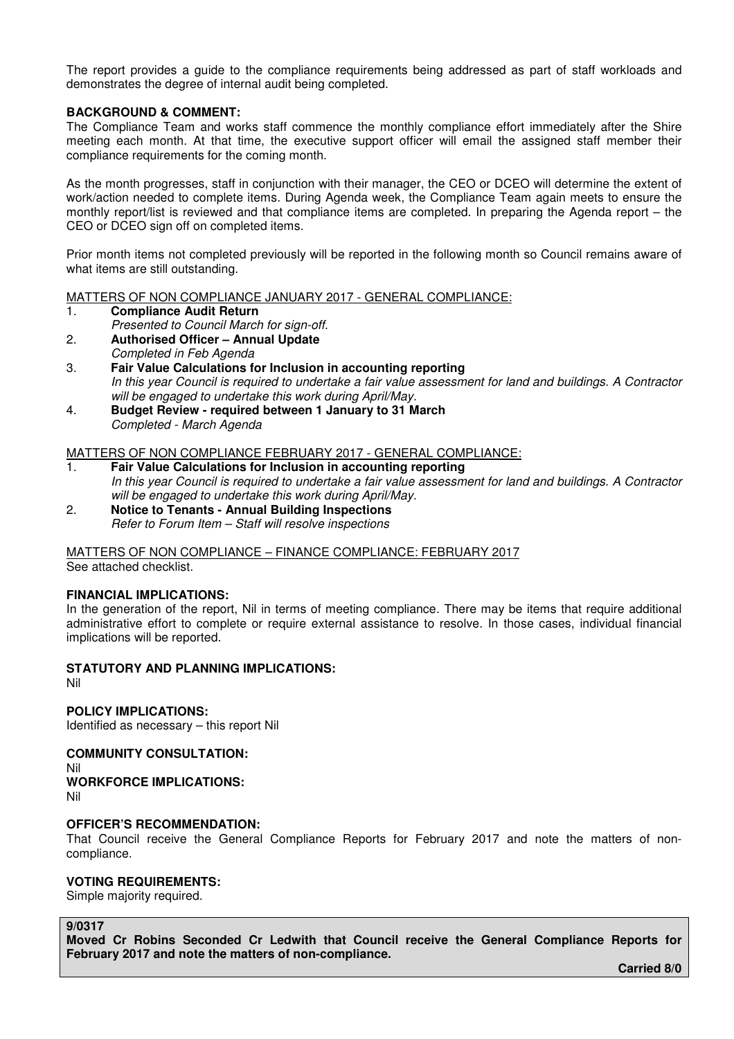The report provides a guide to the compliance requirements being addressed as part of staff workloads and demonstrates the degree of internal audit being completed.

**BACKGROUND & COMMENT:**
The Compliance Team and works staff commence the monthly compliance effort immediately after the Shire meeting each month. At that time, the executive support officer will email the assigned staff member their compliance requirements for the coming month.

As the month progresses, staff in conjunction with their manager, the CEO or DCEO will determine the extent of work/action needed to complete items. During Agenda week, the Compliance Team again meets to ensure the monthly report/list is reviewed and that compliance items are completed. In preparing the Agenda report – the CEO or DCEO sign off on completed items.

Prior month items not completed previously will be reported in the following month so Council remains aware of what items are still outstanding.

MATTERS OF NON COMPLIANCE JANUARY 2017 - GENERAL COMPLIANCE:

1. **Compliance Audit Return**
   *Presented to Council March for sign-off.*
2. **Authorised Officer – Annual Update**
   *Completed in Feb Agenda*
3. **Fair Value Calculations for Inclusion in accounting reporting**
   *In this year Council is required to undertake a fair value assessment for land and buildings. A Contractor will be engaged to undertake this work during April/May.*
4. **Budget Review - required between 1 January to 31 March**
   *Completed - March Agenda*

MATTERS OF NON COMPLIANCE FEBRUARY 2017 - GENERAL COMPLIANCE:

1. **Fair Value Calculations for Inclusion in accounting reporting**
   *In this year Council is required to undertake a fair value assessment for land and buildings. A Contractor will be engaged to undertake this work during April/May.*
2. **Notice to Tenants - Annual Building Inspections**
   *Refer to Forum Item – Staff will resolve inspections*

MATTERS OF NON COMPLIANCE – FINANCE COMPLIANCE: FEBRUARY 2017
See attached checklist.

**FINANCIAL IMPLICATIONS:**
In the generation of the report, Nil in terms of meeting compliance. There may be items that require additional administrative effort to complete or require external assistance to resolve. In those cases, individual financial implications will be reported.

**STATUTORY AND PLANNING IMPLICATIONS:**
Nil

**POLICY IMPLICATIONS:**
Identified as necessary – this report Nil

**COMMUNITY CONSULTATION:**
Nil

**WORKFORCE IMPLICATIONS:**
Nil

**OFFICER'S RECOMMENDATION:**
That Council receive the General Compliance Reports for February 2017 and note the matters of non-compliance.

**VOTING REQUIREMENTS:**
Simple majority required.

**9/0317**
**Moved Cr Robins Seconded Cr Ledwith that Council receive the General Compliance Reports for February 2017 and note the matters of non-compliance.**

**Carried 8/0**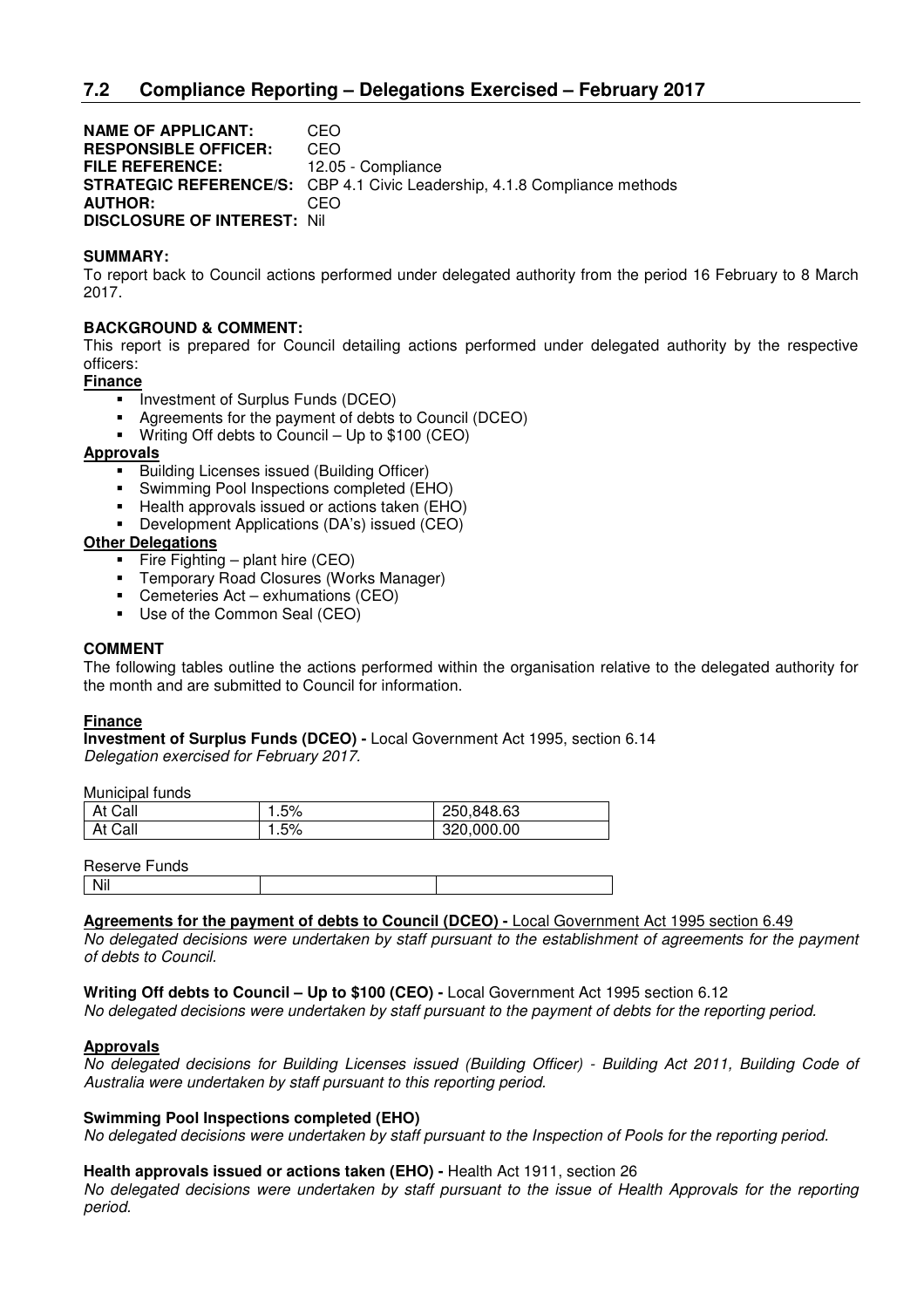## 7.2 Compliance Reporting – Delegations Exercised – February 2017

**NAME OF APPLICANT:** CEO
**RESPONSIBLE OFFICER:** CEO
**FILE REFERENCE:** 12.05 - Compliance
**STRATEGIC REFERENCE/S:** CBP 4.1 Civic Leadership, 4.1.8 Compliance methods
**AUTHOR:** CEO
**DISCLOSURE OF INTEREST:** Nil

**SUMMARY:**
To report back to Council actions performed under delegated authority from the period 16 February to 8 March 2017.

**BACKGROUND & COMMENT:**
This report is prepared for Council detailing actions performed under delegated authority by the respective officers:

**Finance**

- Investment of Surplus Funds (DCEO)
- Agreements for the payment of debts to Council (DCEO)
- Writing Off debts to Council – Up to $100 (CEO)

**Approvals**

- Building Licenses issued (Building Officer)
- Swimming Pool Inspections completed (EHO)
- Health approvals issued or actions taken (EHO)
- Development Applications (DA's) issued (CEO)

**Other Delegations**

- Fire Fighting – plant hire (CEO)
- Temporary Road Closures (Works Manager)
- Cemeteries Act – exhumations (CEO)
- Use of the Common Seal (CEO)

**COMMENT**
The following tables outline the actions performed within the organisation relative to the delegated authority for the month and are submitted to Council for information.

**Finance**
**Investment of Surplus Funds (DCEO) -** Local Government Act 1995, section 6.14
*Delegation exercised for February 2017.*

Municipal funds

| | | |
|---|---|---|
| At Call | 1.5% | 250,848.63 |
| At Call | 1.5% | 320,000.00 |

Reserve Funds

| | | |
|---|---|---|
| Nil | | |

**Agreements for the payment of debts to Council (DCEO) -** Local Government Act 1995 section 6.49
*No delegated decisions were undertaken by staff pursuant to the establishment of agreements for the payment of debts to Council.*

**Writing Off debts to Council – Up to $100 (CEO) -** Local Government Act 1995 section 6.12
*No delegated decisions were undertaken by staff pursuant to the payment of debts for the reporting period.*

**Approvals**
*No delegated decisions for Building Licenses issued (Building Officer) - Building Act 2011, Building Code of Australia were undertaken by staff pursuant to this reporting period.*

**Swimming Pool Inspections completed (EHO)**
*No delegated decisions were undertaken by staff pursuant to the Inspection of Pools for the reporting period.*

**Health approvals issued or actions taken (EHO) -** Health Act 1911, section 26
*No delegated decisions were undertaken by staff pursuant to the issue of Health Approvals for the reporting period.*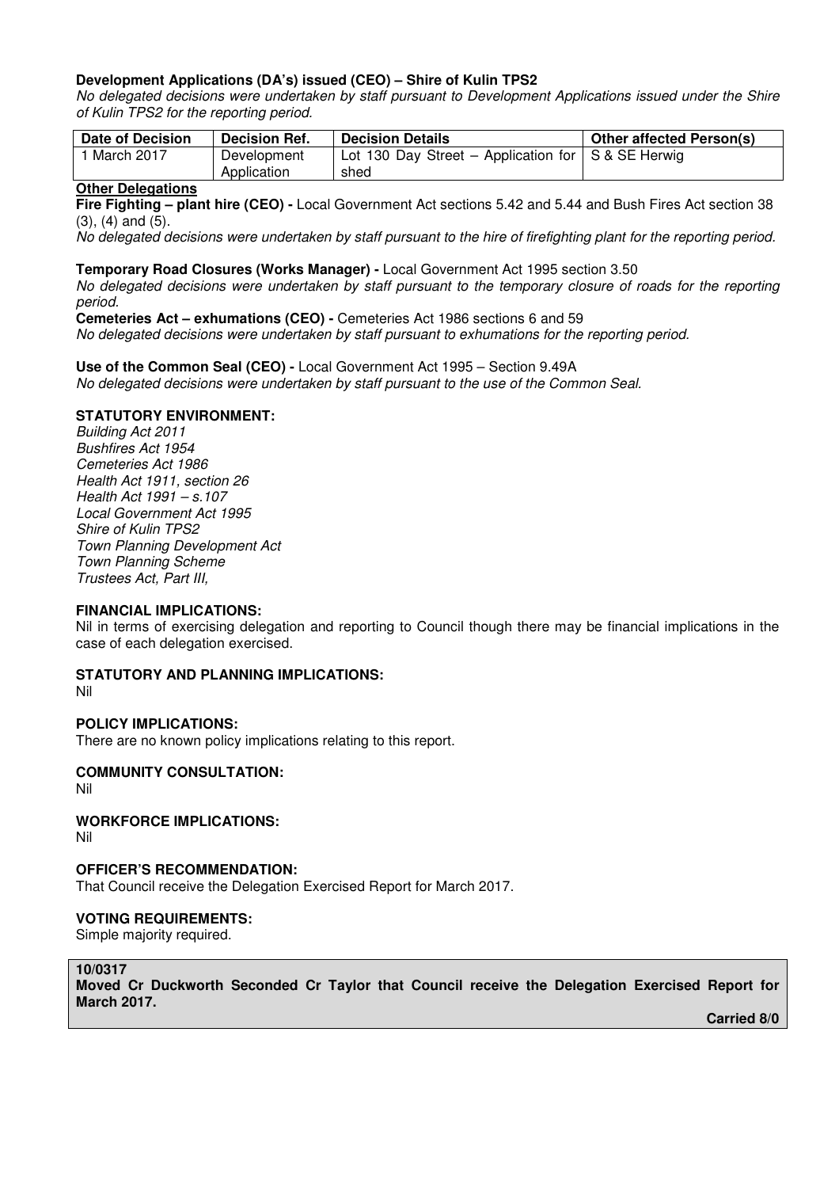**Development Applications (DA's) issued (CEO) – Shire of Kulin TPS2**

*No delegated decisions were undertaken by staff pursuant to Development Applications issued under the Shire of Kulin TPS2 for the reporting period.*

| Date of Decision | Decision Ref. | Decision Details | Other affected Person(s) |
|---|---|---|---|
| 1 March 2017 | Development Application | Lot 130 Day Street – Application for shed | S & SE Herwig |

**Other Delegations**

**Fire Fighting – plant hire (CEO) -** Local Government Act sections 5.42 and 5.44 and Bush Fires Act section 38 (3), (4) and (5).

*No delegated decisions were undertaken by staff pursuant to the hire of firefighting plant for the reporting period.*

**Temporary Road Closures (Works Manager) -** Local Government Act 1995 section 3.50

*No delegated decisions were undertaken by staff pursuant to the temporary closure of roads for the reporting period.*

**Cemeteries Act – exhumations (CEO) -** Cemeteries Act 1986 sections 6 and 59

*No delegated decisions were undertaken by staff pursuant to exhumations for the reporting period.*

**Use of the Common Seal (CEO) -** Local Government Act 1995 – Section 9.49A

*No delegated decisions were undertaken by staff pursuant to the use of the Common Seal.*

**STATUTORY ENVIRONMENT:**

*Building Act 2011*
*Bushfires Act 1954*
*Cemeteries Act 1986*
*Health Act 1911, section 26*
*Health Act 1991 – s.107*
*Local Government Act 1995*
*Shire of Kulin TPS2*
*Town Planning Development Act*
*Town Planning Scheme*
*Trustees Act, Part III,*

**FINANCIAL IMPLICATIONS:**

Nil in terms of exercising delegation and reporting to Council though there may be financial implications in the case of each delegation exercised.

**STATUTORY AND PLANNING IMPLICATIONS:**

Nil

**POLICY IMPLICATIONS:**

There are no known policy implications relating to this report.

**COMMUNITY CONSULTATION:**

Nil

**WORKFORCE IMPLICATIONS:**

Nil

**OFFICER'S RECOMMENDATION:**

That Council receive the Delegation Exercised Report for March 2017.

**VOTING REQUIREMENTS:**

Simple majority required.

**10/0317**

**Moved Cr Duckworth Seconded Cr Taylor that Council receive the Delegation Exercised Report for March 2017.**

**Carried 8/0**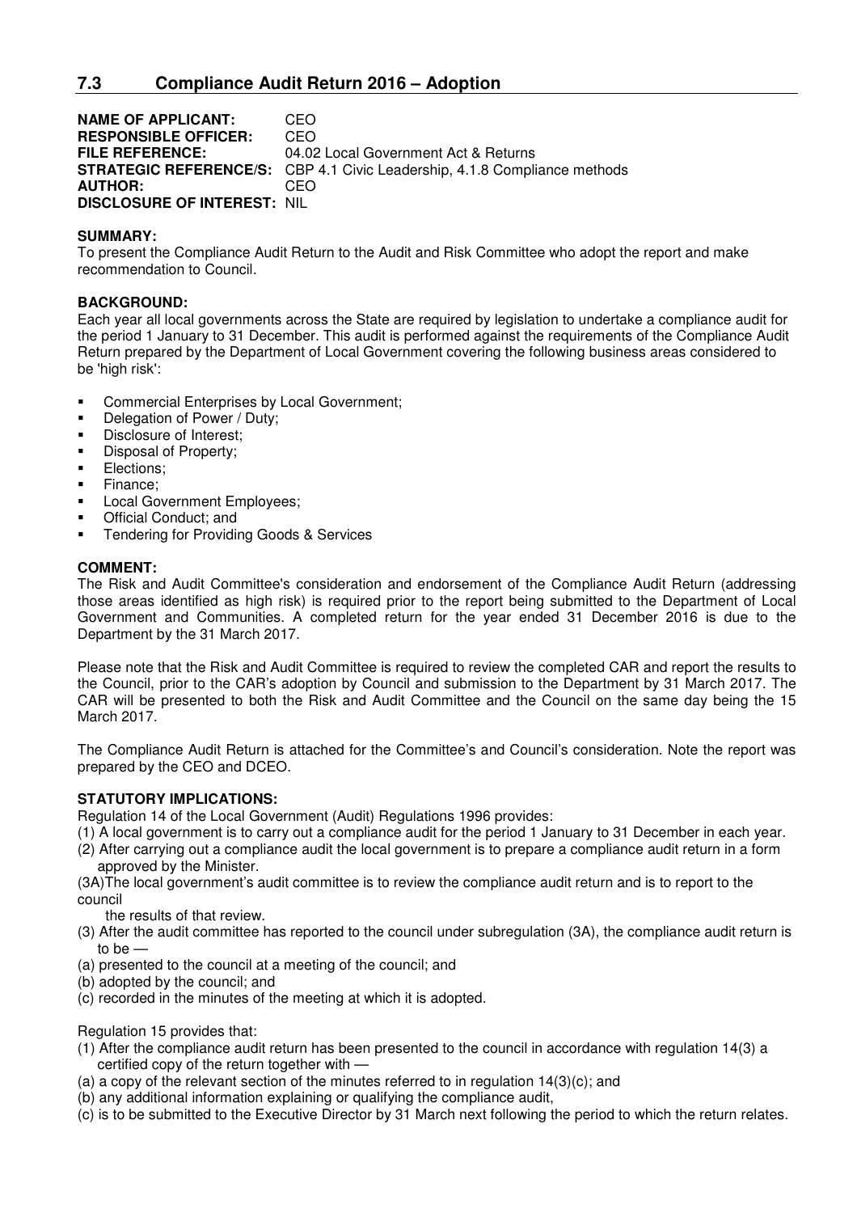## 7.3 Compliance Audit Return 2016 – Adoption

**NAME OF APPLICANT:** CEO
**RESPONSIBLE OFFICER:** CEO
**FILE REFERENCE:** 04.02 Local Government Act & Returns
**STRATEGIC REFERENCE/S:** CBP 4.1 Civic Leadership, 4.1.8 Compliance methods
**AUTHOR:** CEO
**DISCLOSURE OF INTEREST:** NIL

**SUMMARY:**
To present the Compliance Audit Return to the Audit and Risk Committee who adopt the report and make recommendation to Council.

**BACKGROUND:**
Each year all local governments across the State are required by legislation to undertake a compliance audit for the period 1 January to 31 December. This audit is performed against the requirements of the Compliance Audit Return prepared by the Department of Local Government covering the following business areas considered to be 'high risk':

- Commercial Enterprises by Local Government;
- Delegation of Power / Duty;
- Disclosure of Interest;
- Disposal of Property;
- Elections;
- Finance;
- Local Government Employees;
- Official Conduct; and
- Tendering for Providing Goods & Services

**COMMENT:**
The Risk and Audit Committee's consideration and endorsement of the Compliance Audit Return (addressing those areas identified as high risk) is required prior to the report being submitted to the Department of Local Government and Communities. A completed return for the year ended 31 December 2016 is due to the Department by the 31 March 2017.

Please note that the Risk and Audit Committee is required to review the completed CAR and report the results to the Council, prior to the CAR's adoption by Council and submission to the Department by 31 March 2017. The CAR will be presented to both the Risk and Audit Committee and the Council on the same day being the 15 March 2017.

The Compliance Audit Return is attached for the Committee's and Council's consideration. Note the report was prepared by the CEO and DCEO.

**STATUTORY IMPLICATIONS:**
Regulation 14 of the Local Government (Audit) Regulations 1996 provides:

(1) A local government is to carry out a compliance audit for the period 1 January to 31 December in each year.
(2) After carrying out a compliance audit the local government is to prepare a compliance audit return in a form approved by the Minister.
(3A)The local government's audit committee is to review the compliance audit return and is to report to the council the results of that review.
(3) After the audit committee has reported to the council under subregulation (3A), the compliance audit return is to be —
(a) presented to the council at a meeting of the council; and
(b) adopted by the council; and
(c) recorded in the minutes of the meeting at which it is adopted.

Regulation 15 provides that:

(1) After the compliance audit return has been presented to the council in accordance with regulation 14(3) a certified copy of the return together with —
(a) a copy of the relevant section of the minutes referred to in regulation 14(3)(c); and
(b) any additional information explaining or qualifying the compliance audit,
(c) is to be submitted to the Executive Director by 31 March next following the period to which the return relates.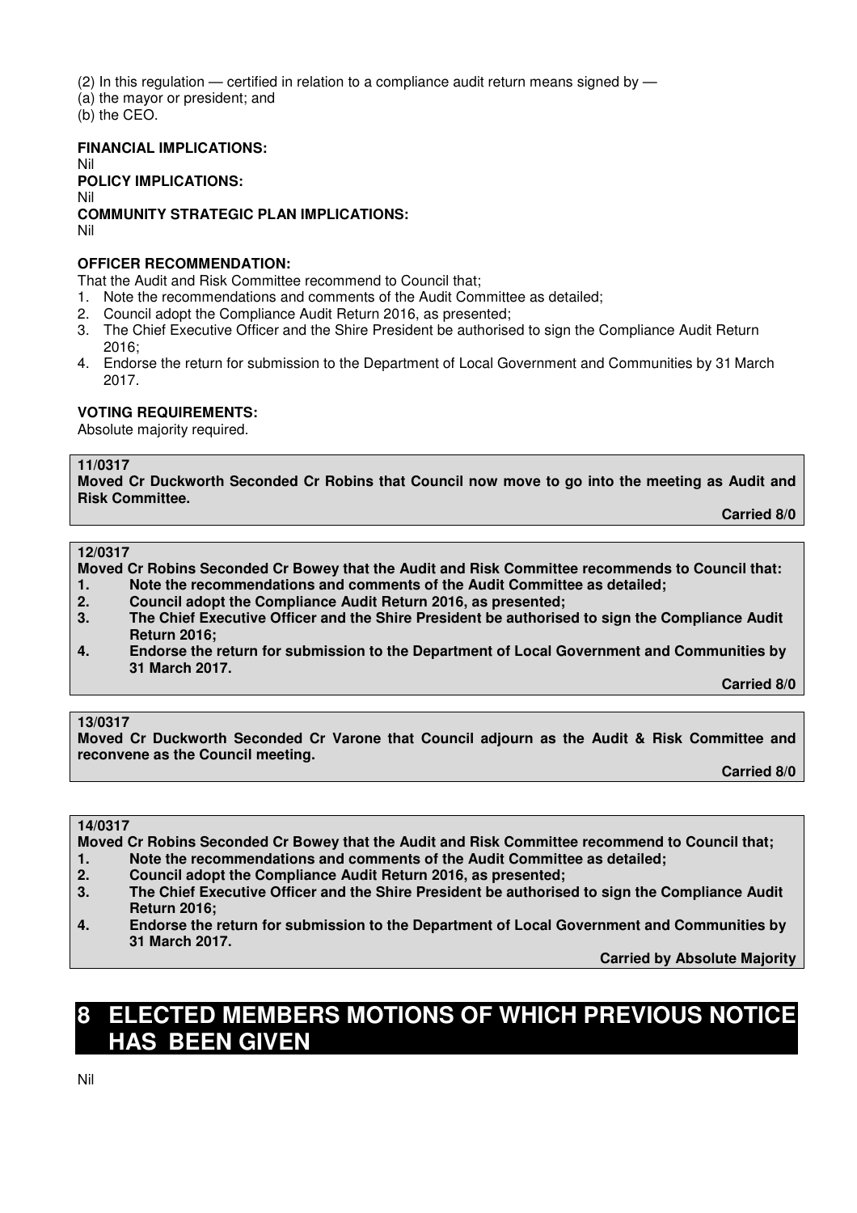(2) In this regulation — certified in relation to a compliance audit return means signed by —
(a) the mayor or president; and
(b) the CEO.

**FINANCIAL IMPLICATIONS:**
Nil

**POLICY IMPLICATIONS:**
Nil

**COMMUNITY STRATEGIC PLAN IMPLICATIONS:**
Nil

**OFFICER RECOMMENDATION:**

That the Audit and Risk Committee recommend to Council that;

1. Note the recommendations and comments of the Audit Committee as detailed;
2. Council adopt the Compliance Audit Return 2016, as presented;
3. The Chief Executive Officer and the Shire President be authorised to sign the Compliance Audit Return 2016;
4. Endorse the return for submission to the Department of Local Government and Communities by 31 March 2017.

**VOTING REQUIREMENTS:**
Absolute majority required.

**11/0317**
**Moved Cr Duckworth Seconded Cr Robins that Council now move to go into the meeting as Audit and Risk Committee.**
**Carried 8/0**

**12/0317**
**Moved Cr Robins Seconded Cr Bowey that the Audit and Risk Committee recommends to Council that:**

1. **Note the recommendations and comments of the Audit Committee as detailed;**
2. **Council adopt the Compliance Audit Return 2016, as presented;**
3. **The Chief Executive Officer and the Shire President be authorised to sign the Compliance Audit Return 2016;**
4. **Endorse the return for submission to the Department of Local Government and Communities by 31 March 2017.**

**Carried 8/0**

**13/0317**
**Moved Cr Duckworth Seconded Cr Varone that Council adjourn as the Audit & Risk Committee and reconvene as the Council meeting.**
**Carried 8/0**

**14/0317**
**Moved Cr Robins Seconded Cr Bowey that the Audit and Risk Committee recommend to Council that;**

1. **Note the recommendations and comments of the Audit Committee as detailed;**
2. **Council adopt the Compliance Audit Return 2016, as presented;**
3. **The Chief Executive Officer and the Shire President be authorised to sign the Compliance Audit Return 2016;**
4. **Endorse the return for submission to the Department of Local Government and Communities by 31 March 2017.**

**Carried by Absolute Majority**

# 8 ELECTED MEMBERS MOTIONS OF WHICH PREVIOUS NOTICE HAS BEEN GIVEN

Nil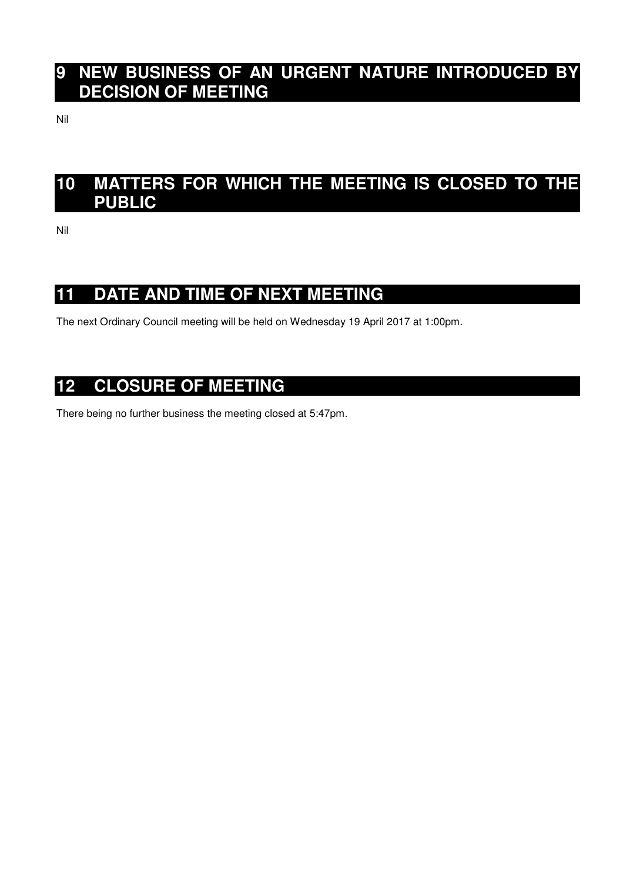# 9 NEW BUSINESS OF AN URGENT NATURE INTRODUCED BY DECISION OF MEETING

Nil

# 10 MATTERS FOR WHICH THE MEETING IS CLOSED TO THE PUBLIC

Nil

# 11 DATE AND TIME OF NEXT MEETING

The next Ordinary Council meeting will be held on Wednesday 19 April 2017 at 1:00pm.

# 12 CLOSURE OF MEETING

There being no further business the meeting closed at 5:47pm.